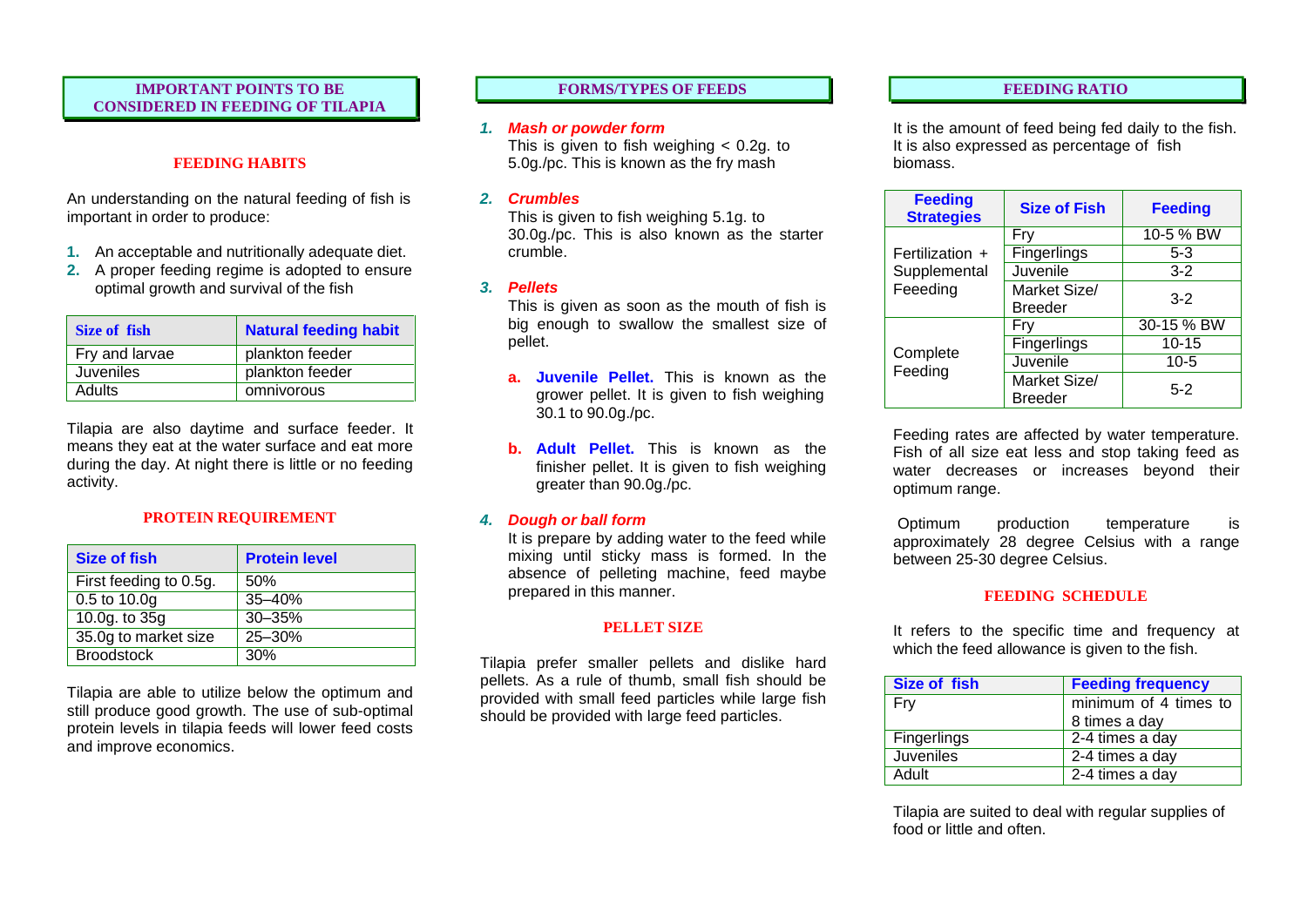## IMPORTANT POINTS TO BE CONSIDERED IN FEEDING OF TILAPIA

### FEEDING HABITS

An understanding on the natural feeding of fish is important in order to produce:

1. An acceptable and nutritionally adequate diet.
2. A proper feeding regime is adopted to ensure optimal growth and survival of the fish

| Size of fish | Natural feeding habit |
|---|---|
| Fry and larvae | plankton feeder |
| Juveniles | plankton feeder |
| Adults | omnivorous |

Tilapia are also daytime and surface feeder. It means they eat at the water surface and eat more during the day. At night there is little or no feeding activity.

### PROTEIN REQUIREMENT

| Size of fish | Protein level |
|---|---|
| First feeding to 0.5g. | 50% |
| 0.5 to 10.0g | 35–40% |
| 10.0g. to 35g | 30–35% |
| 35.0g to market size | 25–30% |
| Broodstock | 30% |

Tilapia are able to utilize below the optimum and still produce good growth. The use of sub-optimal protein levels in tilapia feeds will lower feed costs and improve economics.

## FORMS/TYPES OF FEEDS

1. ***Mash or powder form***
   This is given to fish weighing < 0.2g. to 5.0g./pc. This is known as the fry mash

2. ***Crumbles***
   This is given to fish weighing 5.1g. to 30.0g./pc. This is also known as the starter crumble.

3. ***Pellets***
   This is given as soon as the mouth of fish is big enough to swallow the smallest size of pellet.

   a. **Juvenile Pellet.** This is known as the grower pellet. It is given to fish weighing 30.1 to 90.0g./pc.

   b. **Adult Pellet.** This is known as the finisher pellet. It is given to fish weighing greater than 90.0g./pc.

4. ***Dough or ball form***
   It is prepare by adding water to the feed while mixing until sticky mass is formed. In the absence of pelleting machine, feed maybe prepared in this manner.

### PELLET SIZE

Tilapia prefer smaller pellets and dislike hard pellets. As a rule of thumb, small fish should be provided with small feed particles while large fish should be provided with large feed particles.

## FEEDING RATIO

It is the amount of feed being fed daily to the fish. It is also expressed as percentage of fish biomass.

| Feeding Strategies | Size of Fish | Feeding |
|---|---|---|
| Fertilization + Supplemental Feeeding | Fry | 10-5 % BW |
| | Fingerlings | 5-3 |
| | Juvenile | 3-2 |
| | Market Size/ Breeder | 3-2 |
| Complete Feeding | Fry | 30-15 % BW |
| | Fingerlings | 10-15 |
| | Juvenile | 10-5 |
| | Market Size/ Breeder | 5-2 |

Feeding rates are affected by water temperature. Fish of all size eat less and stop taking feed as water decreases or increases beyond their optimum range.

Optimum production temperature is approximately 28 degree Celsius with a range between 25-30 degree Celsius.

### FEEDING SCHEDULE

It refers to the specific time and frequency at which the feed allowance is given to the fish.

| Size of fish | Feeding frequency |
|---|---|
| Fry | minimum of 4 times to 8 times a day |
| Fingerlings | 2-4 times a day |
| Juveniles | 2-4 times a day |
| Adult | 2-4 times a day |

Tilapia are suited to deal with regular supplies of food or little and often.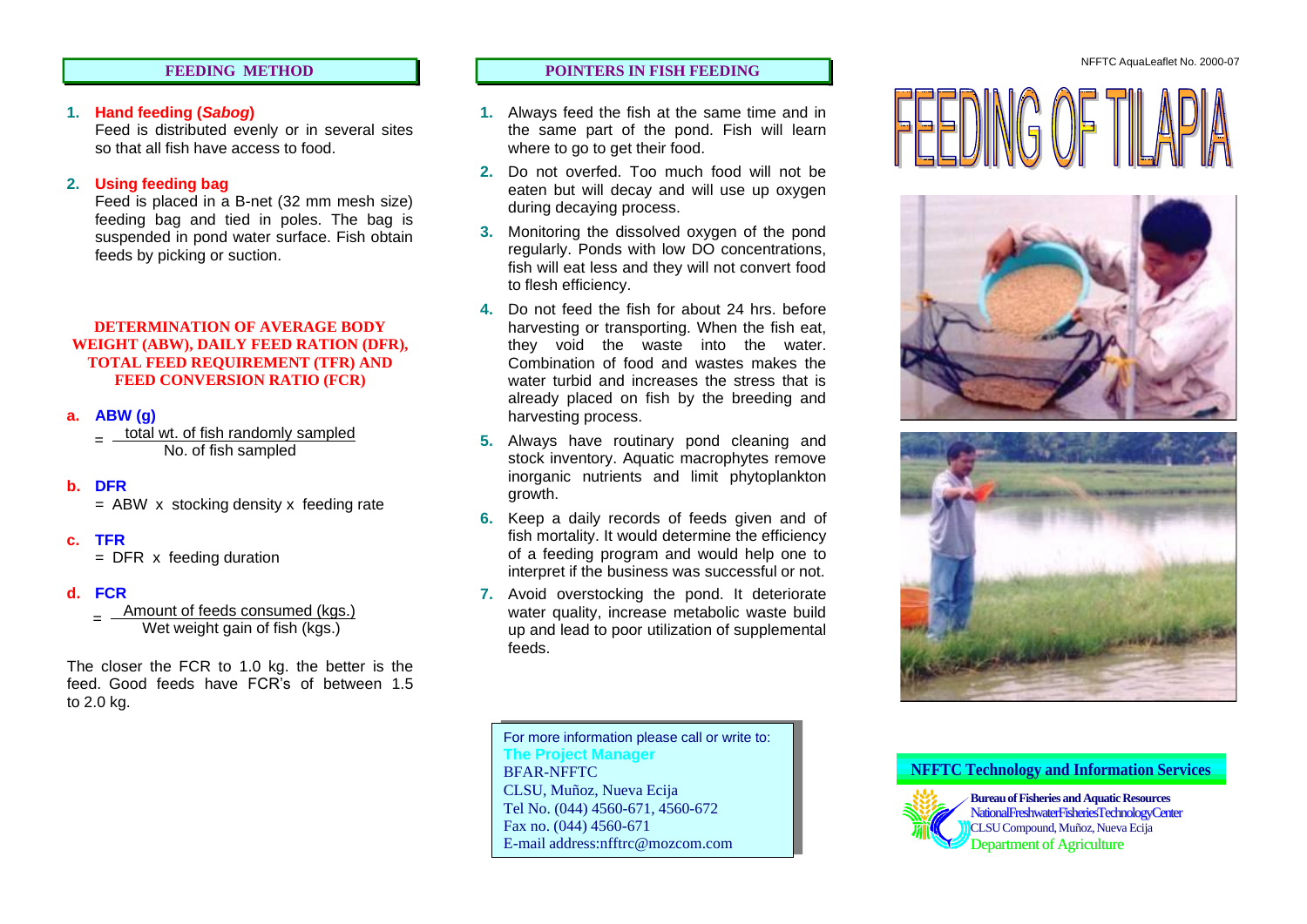## FEEDING METHOD

1. **Hand feeding (*Sabog*)**
   Feed is distributed evenly or in several sites so that all fish have access to food.

2. **Using feeding bag**
   Feed is placed in a B-net (32 mm mesh size) feeding bag and tied in poles. The bag is suspended in pond water surface. Fish obtain feeds by picking or suction.

### DETERMINATION OF AVERAGE BODY WEIGHT (ABW), DAILY FEED RATION (DFR), TOTAL FEED REQUIREMENT (TFR) AND FEED CONVERSION RATIO (FCR)

a. **ABW (g)**

$$= \frac{\text{total wt. of fish randomly sampled}}{\text{No. of fish sampled}}$$

b. **DFR**

= ABW x stocking density x feeding rate

c. **TFR**

= DFR x feeding duration

d. **FCR**

$$= \frac{\text{Amount of feeds consumed (kgs.)}}{\text{Wet weight gain of fish (kgs.)}}$$

The closer the FCR to 1.0 kg. the better is the feed. Good feeds have FCR's of between 1.5 to 2.0 kg.

## POINTERS IN FISH FEEDING

1. Always feed the fish at the same time and in the same part of the pond. Fish will learn where to go to get their food.
2. Do not overfed. Too much food will not be eaten but will decay and will use up oxygen during decaying process.
3. Monitoring the dissolved oxygen of the pond regularly. Ponds with low DO concentrations, fish will eat less and they will not convert food to flesh efficiency.
4. Do not feed the fish for about 24 hrs. before harvesting or transporting. When the fish eat, they void the waste into the water. Combination of food and wastes makes the water turbid and increases the stress that is already placed on fish by the breeding and harvesting process.
5. Always have routinary pond cleaning and stock inventory. Aquatic macrophytes remove inorganic nutrients and limit phytoplankton growth.
6. Keep a daily records of feeds given and of fish mortality. It would determine the efficiency of a feeding program and would help one to interpret if the business was successful or not.
7. Avoid overstocking the pond. It deteriorate water quality, increase metabolic waste build up and lead to poor utilization of supplemental feeds.

For more information please call or write to:
**The Project Manager**
BFAR-NFFTC
CLSU, Muñoz, Nueva Ecija
Tel No. (044) 4560-671, 4560-672
Fax no. (044) 4560-671
E-mail address:nfftrc@mozcom.com

NFFTC AquaLeaflet No. 2000-07

# FEEDING OF TILAPIA

**NFFTC Technology and Information Services**

**Bureau of Fisheries and Aquatic Resources**
National Freshwater Fisheries Technology Center
CLSU Compound, Muñoz, Nueva Ecija
Department of Agriculture